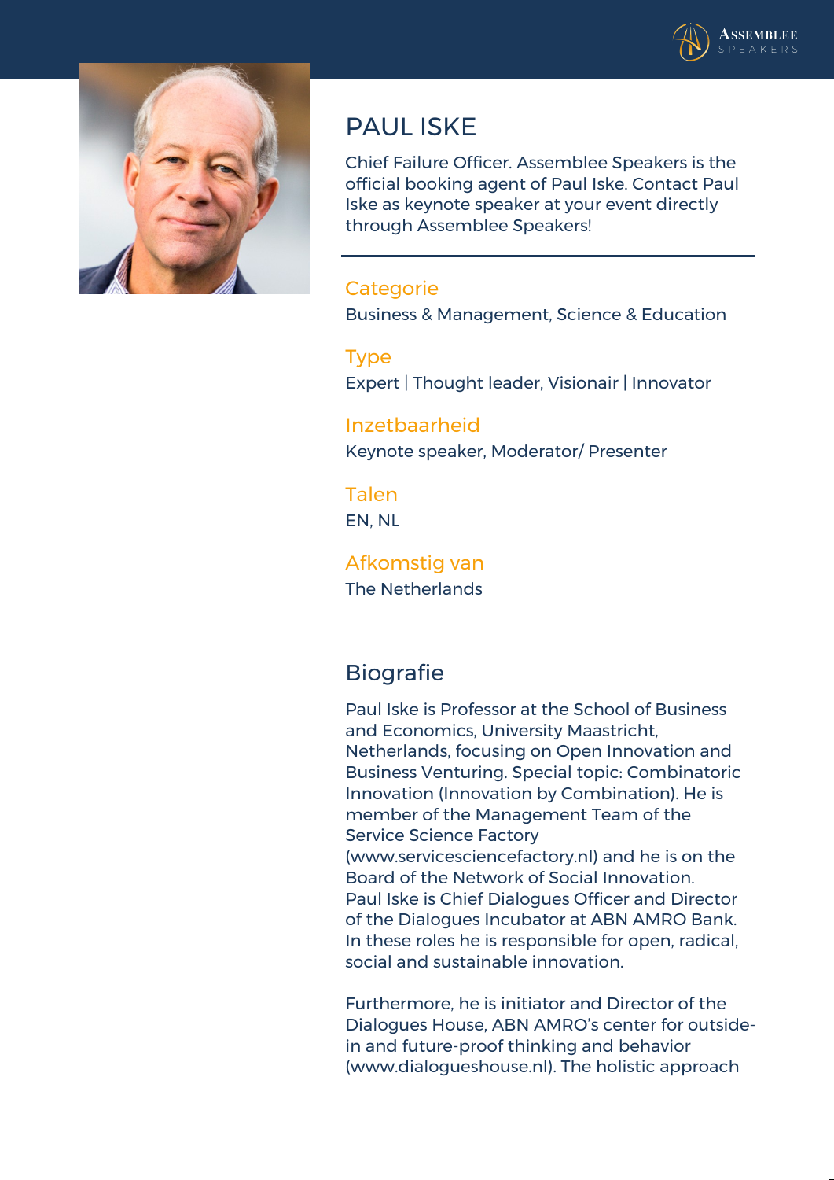# PAUL ISKE

Chief Failure Officer. Assemblee Speakers is the official booking agent of Paul Iske. Contact Paul Iske as keynote speaker at your event directly through Assemblee Speakers!

---

### Categorie

Business & Management, Science & Education

### Type

Expert | Thought leader, Visionair | Innovator

### Inzetbaarheid

Keynote speaker, Moderator/ Presenter

### Talen

EN, NL

### Afkomstig van

The Netherlands

## Biografie

Paul Iske is Professor at the School of Business and Economics, University Maastricht, Netherlands, focusing on Open Innovation and Business Venturing. Special topic: Combinatoric Innovation (Innovation by Combination). He is member of the Management Team of the Service Science Factory (www.servicesciencefactory.nl) and he is on the Board of the Network of Social Innovation. Paul Iske is Chief Dialogues Officer and Director of the Dialogues Incubator at ABN AMRO Bank. In these roles he is responsible for open, radical, social and sustainable innovation.

Furthermore, he is initiator and Director of the Dialogues House, ABN AMRO's center for outside-in and future-proof thinking and behavior (www.dialogueshouse.nl). The holistic approach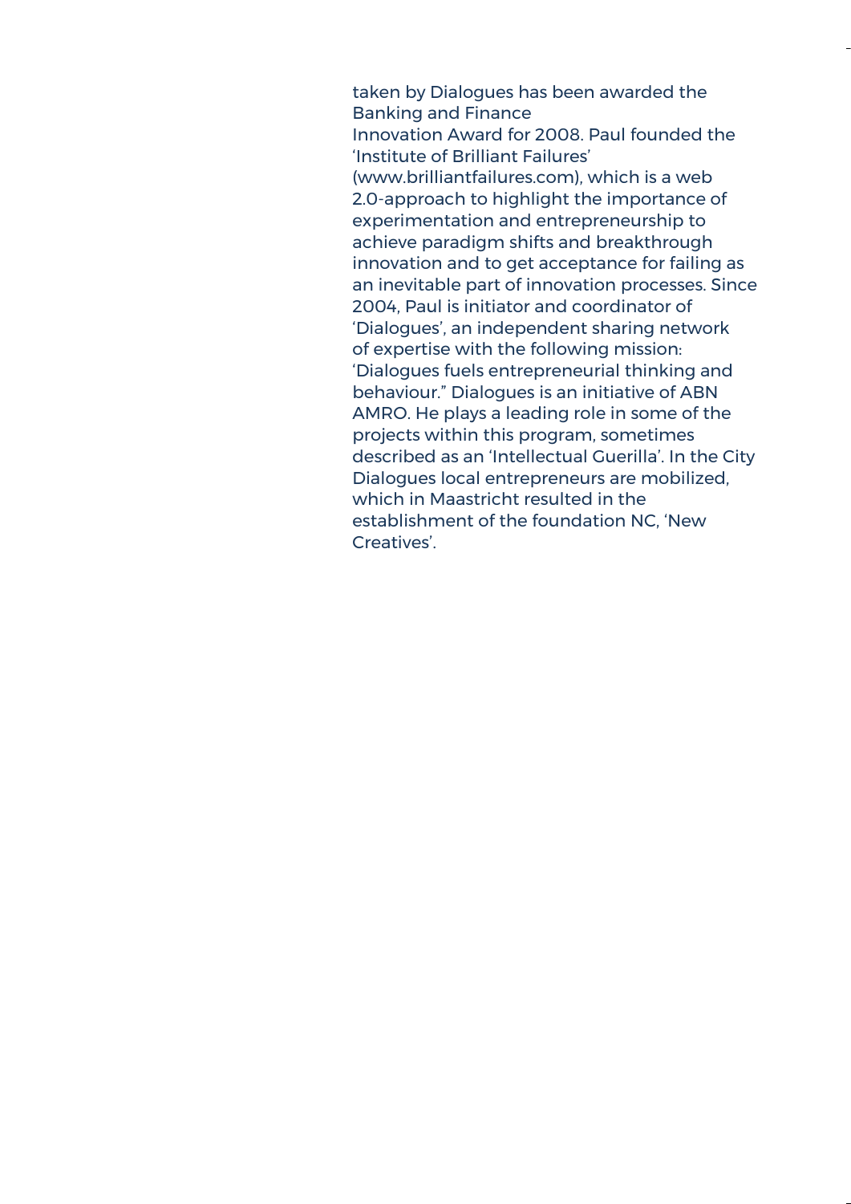taken by Dialogues has been awarded the Banking and Finance Innovation Award for 2008. Paul founded the 'Institute of Brilliant Failures' (www.brilliantfailures.com), which is a web 2.0-approach to highlight the importance of experimentation and entrepreneurship to achieve paradigm shifts and breakthrough innovation and to get acceptance for failing as an inevitable part of innovation processes. Since 2004, Paul is initiator and coordinator of 'Dialogues', an independent sharing network of expertise with the following mission: 'Dialogues fuels entrepreneurial thinking and behaviour." Dialogues is an initiative of ABN AMRO. He plays a leading role in some of the projects within this program, sometimes described as an 'Intellectual Guerilla'. In the City Dialogues local entrepreneurs are mobilized, which in Maastricht resulted in the establishment of the foundation NC, 'New Creatives'.